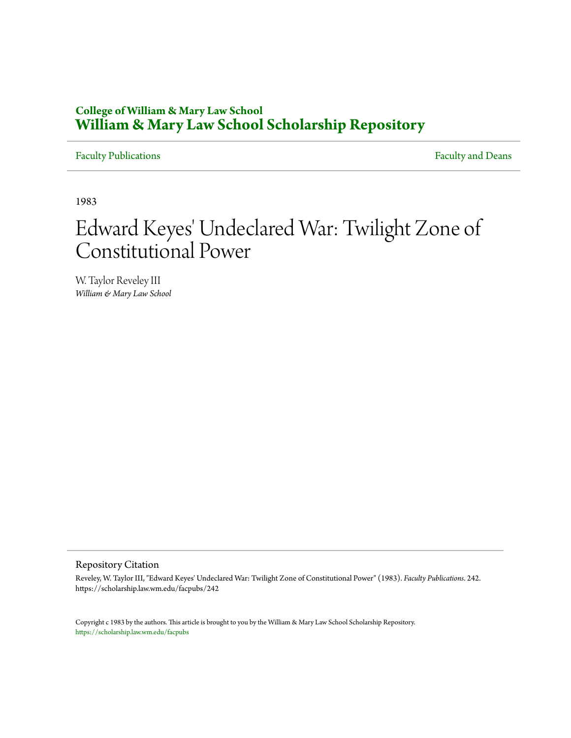**College of William & Mary Law School**
**William & Mary Law School Scholarship Repository**

Faculty Publications | Faculty and Deans

1983

# Edward Keyes' Undeclared War: Twilight Zone of Constitutional Power

W. Taylor Reveley III
*William & Mary Law School*

## Repository Citation

Reveley, W. Taylor III, "Edward Keyes' Undeclared War: Twilight Zone of Constitutional Power" (1983). *Faculty Publications*. 242.
https://scholarship.law.wm.edu/facpubs/242

Copyright c 1983 by the authors. This article is brought to you by the William & Mary Law School Scholarship Repository.
https://scholarship.law.wm.edu/facpubs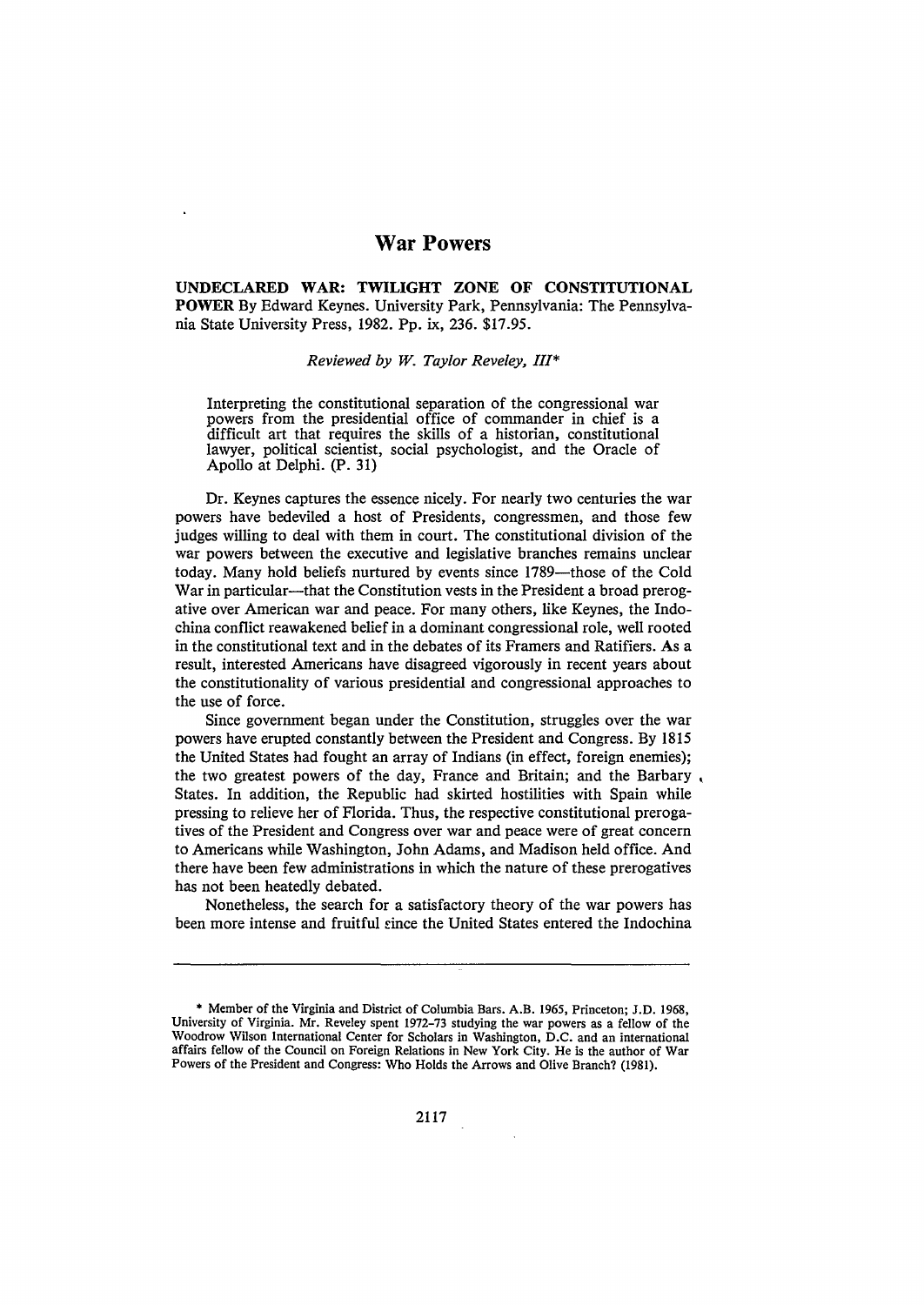# War Powers

**UNDECLARED WAR: TWILIGHT ZONE OF CONSTITUTIONAL POWER** By Edward Keynes. University Park, Pennsylvania: The Pennsylvania State University Press, 1982. Pp. ix, 236. $17.95.

*Reviewed by W. Taylor Reveley, III\**

> Interpreting the constitutional separation of the congressional war powers from the presidential office of commander in chief is a difficult art that requires the skills of a historian, constitutional lawyer, political scientist, social psychologist, and the Oracle of Apollo at Delphi. (P. 31)

Dr. Keynes captures the essence nicely. For nearly two centuries the war powers have bedeviled a host of Presidents, congressmen, and those few judges willing to deal with them in court. The constitutional division of the war powers between the executive and legislative branches remains unclear today. Many hold beliefs nurtured by events since 1789—those of the Cold War in particular—that the Constitution vests in the President a broad prerogative over American war and peace. For many others, like Keynes, the Indochina conflict reawakened belief in a dominant congressional role, well rooted in the constitutional text and in the debates of its Framers and Ratifiers. As a result, interested Americans have disagreed vigorously in recent years about the constitutionality of various presidential and congressional approaches to the use of force.

Since government began under the Constitution, struggles over the war powers have erupted constantly between the President and Congress. By 1815 the United States had fought an array of Indians (in effect, foreign enemies); the two greatest powers of the day, France and Britain; and the Barbary States. In addition, the Republic had skirted hostilities with Spain while pressing to relieve her of Florida. Thus, the respective constitutional prerogatives of the President and Congress over war and peace were of great concern to Americans while Washington, John Adams, and Madison held office. And there have been few administrations in which the nature of these prerogatives has not been heatedly debated.

Nonetheless, the search for a satisfactory theory of the war powers has been more intense and fruitful since the United States entered the Indochina

---

\* Member of the Virginia and District of Columbia Bars. A.B. 1965, Princeton; J.D. 1968, University of Virginia. Mr. Reveley spent 1972-73 studying the war powers as a fellow of the Woodrow Wilson International Center for Scholars in Washington, D.C. and an international affairs fellow of the Council on Foreign Relations in New York City. He is the author of War Powers of the President and Congress: Who Holds the Arrows and Olive Branch? (1981).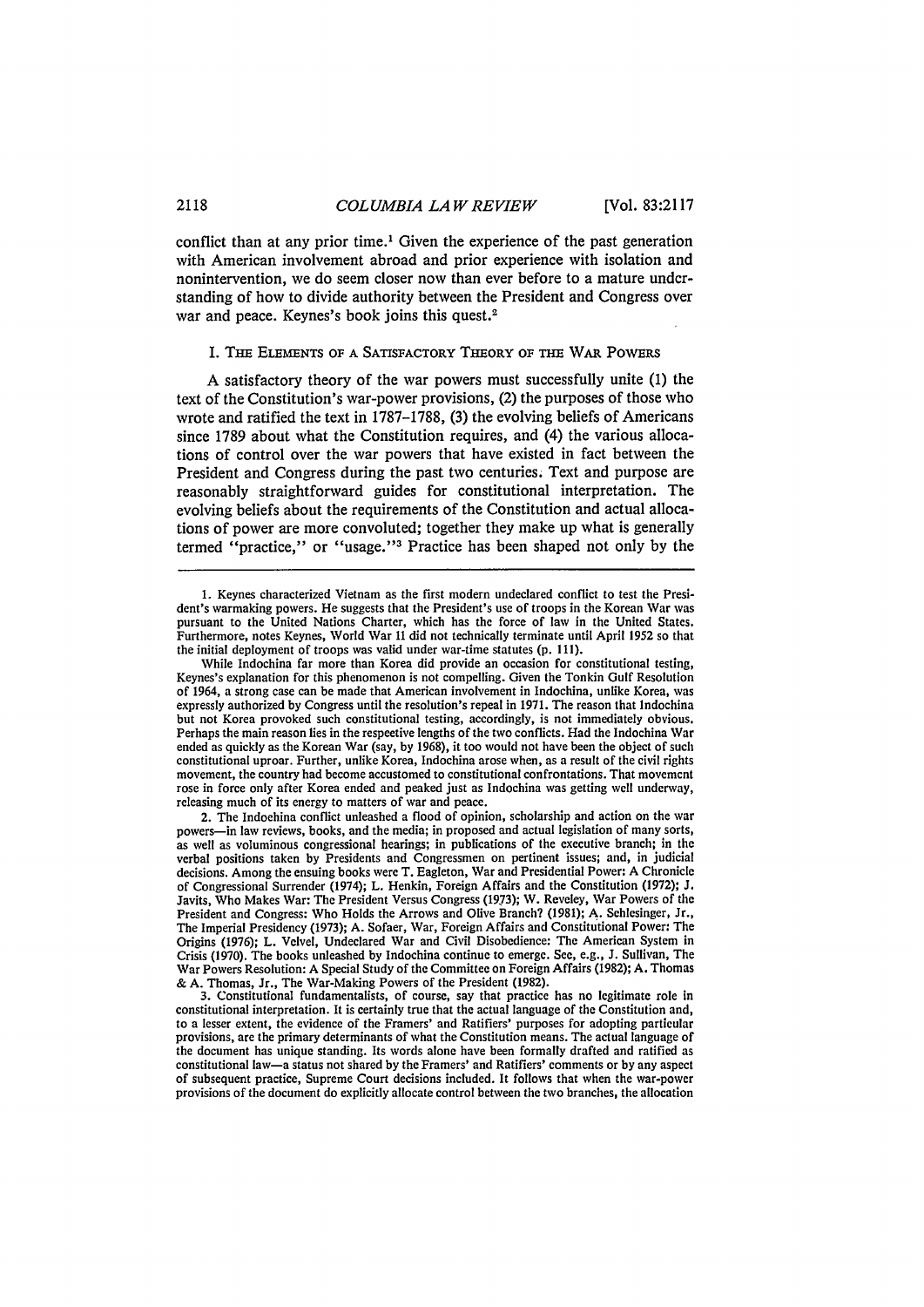conflict than at any prior time.[1] Given the experience of the past generation with American involvement abroad and prior experience with isolation and nonintervention, we do seem closer now than ever before to a mature understanding of how to divide authority between the President and Congress over war and peace. Keynes's book joins this quest.[2]

## I. The Elements of a Satisfactory Theory of the War Powers

A satisfactory theory of the war powers must successfully unite (1) the text of the Constitution's war-power provisions, (2) the purposes of those who wrote and ratified the text in 1787–1788, (3) the evolving beliefs of Americans since 1789 about what the Constitution requires, and (4) the various allocations of control over the war powers that have existed in fact between the President and Congress during the past two centuries. Text and purpose are reasonably straightforward guides for constitutional interpretation. The evolving beliefs about the requirements of the Constitution and actual allocations of power are more convoluted; together they make up what is generally termed "practice," or "usage."[3] Practice has been shaped not only by the

---

1. Keynes characterized Vietnam as the first modern undeclared conflict to test the President's warmaking powers. He suggests that the President's use of troops in the Korean War was pursuant to the United Nations Charter, which has the force of law in the United States. Furthermore, notes Keynes, World War II did not technically terminate until April 1952 so that the initial deployment of troops was valid under war-time statutes (p. 111).

While Indochina far more than Korea did provide an occasion for constitutional testing, Keynes's explanation for this phenomenon is not compelling. Given the Tonkin Gulf Resolution of 1964, a strong case can be made that American involvement in Indochina, unlike Korea, was expressly authorized by Congress until the resolution's repeal in 1971. The reason that Indochina but not Korea provoked such constitutional testing, accordingly, is not immediately obvious. Perhaps the main reason lies in the respective lengths of the two conflicts. Had the Indochina War ended as quickly as the Korean War (say, by 1968), it too would not have been the object of such constitutional uproar. Further, unlike Korea, Indochina arose when, as a result of the civil rights movement, the country had become accustomed to constitutional confrontations. That movement rose in force only after Korea ended and peaked just as Indochina was getting well underway, releasing much of its energy to matters of war and peace.

2. The Indochina conflict unleashed a flood of opinion, scholarship and action on the war powers—in law reviews, books, and the media; in proposed and actual legislation of many sorts, as well as voluminous congressional hearings; in publications of the executive branch; in the verbal positions taken by Presidents and Congressmen on pertinent issues; and, in judicial decisions. Among the ensuing books were T. Eagleton, War and Presidential Power: A Chronicle of Congressional Surrender (1974); L. Henkin, Foreign Affairs and the Constitution (1972); J. Javits, Who Makes War: The President Versus Congress (1973); W. Reveley, War Powers of the President and Congress: Who Holds the Arrows and Olive Branch? (1981); A. Schlesinger, Jr., The Imperial Presidency (1973); A. Sofaer, War, Foreign Affairs and Constitutional Power: The Origins (1976); L. Velvel, Undeclared War and Civil Disobedience: The American System in Crisis (1970). The books unleashed by Indochina continue to emerge. See, e.g., J. Sullivan, The War Powers Resolution: A Special Study of the Committee on Foreign Affairs (1982); A. Thomas & A. Thomas, Jr., The War-Making Powers of the President (1982).

3. Constitutional fundamentalists, of course, say that practice has no legitimate role in constitutional interpretation. It is certainly true that the actual language of the Constitution and, to a lesser extent, the evidence of the Framers' and Ratifiers' purposes for adopting particular provisions, are the primary determinants of what the Constitution means. The actual language of the document has unique standing. Its words alone have been formally drafted and ratified as constitutional law—a status not shared by the Framers' and Ratifiers' comments or by any aspect of subsequent practice, Supreme Court decisions included. It follows that when the war-power provisions of the document do explicitly allocate control between the two branches, the allocation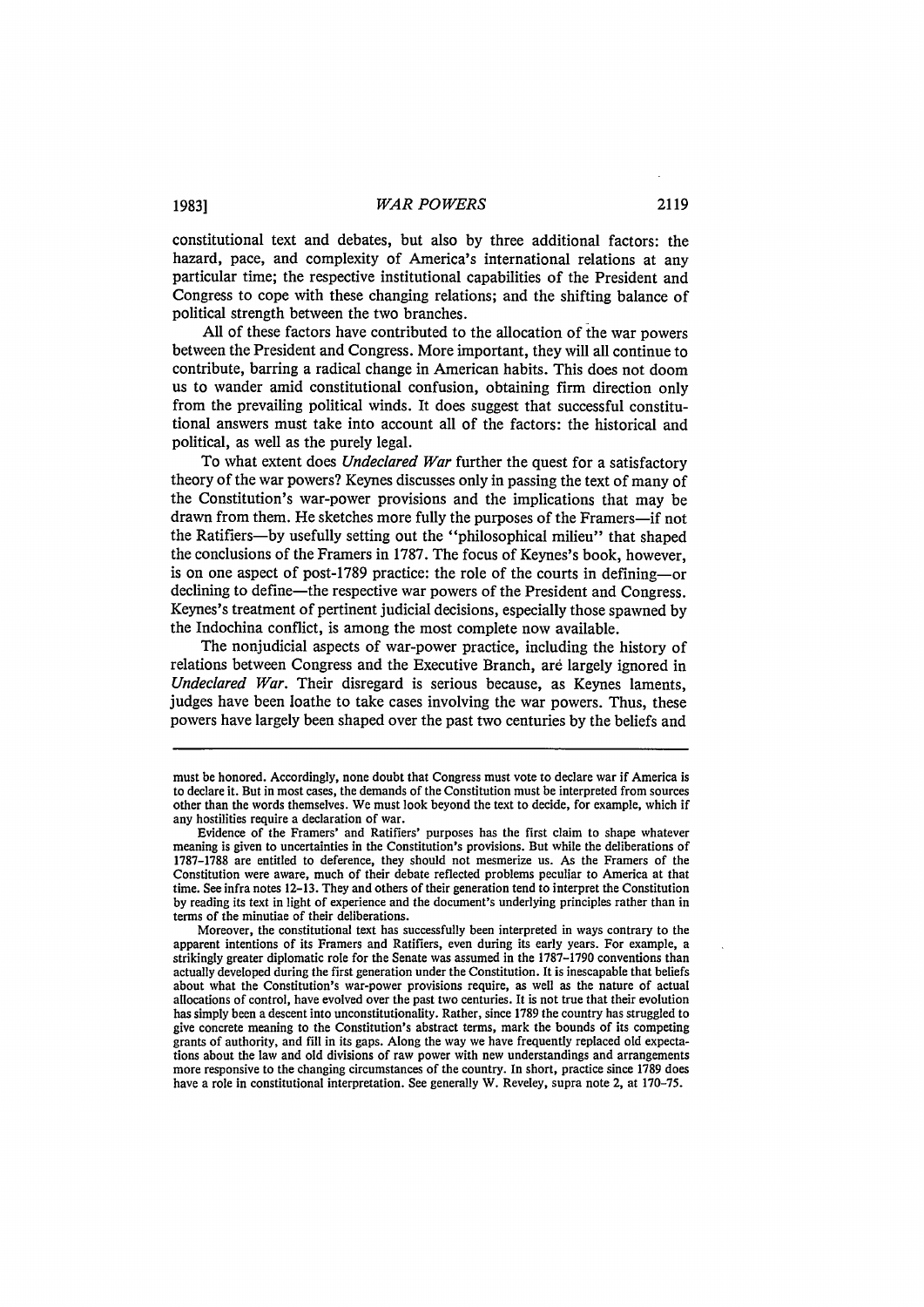constitutional text and debates, but also by three additional factors: the hazard, pace, and complexity of America's international relations at any particular time; the respective institutional capabilities of the President and Congress to cope with these changing relations; and the shifting balance of political strength between the two branches.

All of these factors have contributed to the allocation of the war powers between the President and Congress. More important, they will all continue to contribute, barring a radical change in American habits. This does not doom us to wander amid constitutional confusion, obtaining firm direction only from the prevailing political winds. It does suggest that successful constitutional answers must take into account all of the factors: the historical and political, as well as the purely legal.

To what extent does *Undeclared War* further the quest for a satisfactory theory of the war powers? Keynes discusses only in passing the text of many of the Constitution's war-power provisions and the implications that may be drawn from them. He sketches more fully the purposes of the Framers—if not the Ratifiers—by usefully setting out the "philosophical milieu" that shaped the conclusions of the Framers in 1787. The focus of Keynes's book, however, is on one aspect of post-1789 practice: the role of the courts in defining—or declining to define—the respective war powers of the President and Congress. Keynes's treatment of pertinent judicial decisions, especially those spawned by the Indochina conflict, is among the most complete now available.

The nonjudicial aspects of war-power practice, including the history of relations between Congress and the Executive Branch, are largely ignored in *Undeclared War*. Their disregard is serious because, as Keynes laments, judges have been loathe to take cases involving the war powers. Thus, these powers have largely been shaped over the past two centuries by the beliefs and

---

must be honored. Accordingly, none doubt that Congress must vote to declare war if America is to declare it. But in most cases, the demands of the Constitution must be interpreted from sources other than the words themselves. We must look beyond the text to decide, for example, which if any hostilities require a declaration of war.

Evidence of the Framers' and Ratifiers' purposes has the first claim to shape whatever meaning is given to uncertainties in the Constitution's provisions. But while the deliberations of 1787–1788 are entitled to deference, they should not mesmerize us. As the Framers of the Constitution were aware, much of their debate reflected problems peculiar to America at that time. See infra notes 12–13. They and others of their generation tend to interpret the Constitution by reading its text in light of experience and the document's underlying principles rather than in terms of the minutiae of their deliberations.

Moreover, the constitutional text has successfully been interpreted in ways contrary to the apparent intentions of its Framers and Ratifiers, even during its early years. For example, a strikingly greater diplomatic role for the Senate was assumed in the 1787–1790 conventions than actually developed during the first generation under the Constitution. It is inescapable that beliefs about what the Constitution's war-power provisions require, as well as the nature of actual allocations of control, have evolved over the past two centuries. It is not true that their evolution has simply been a descent into unconstitutionality. Rather, since 1789 the country has struggled to give concrete meaning to the Constitution's abstract terms, mark the bounds of its competing grants of authority, and fill in its gaps. Along the way we have frequently replaced old expectations about the law and old divisions of raw power with new understandings and arrangements more responsive to the changing circumstances of the country. In short, practice since 1789 does have a role in constitutional interpretation. See generally W. Reveley, supra note 2, at 170–75.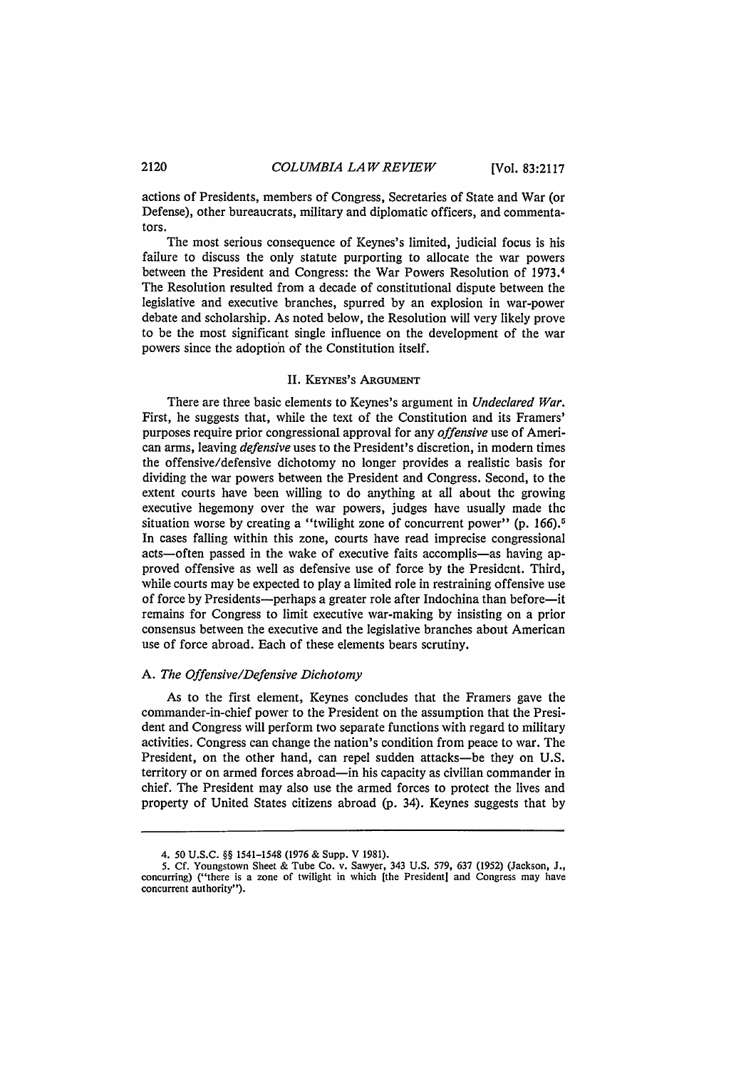actions of Presidents, members of Congress, Secretaries of State and War (or Defense), other bureaucrats, military and diplomatic officers, and commentators.

The most serious consequence of Keynes's limited, judicial focus is his failure to discuss the only statute purporting to allocate the war powers between the President and Congress: the War Powers Resolution of 1973.[4] The Resolution resulted from a decade of constitutional dispute between the legislative and executive branches, spurred by an explosion in war-power debate and scholarship. As noted below, the Resolution will very likely prove to be the most significant single influence on the development of the war powers since the adoption of the Constitution itself.

## II. Keynes's Argument

There are three basic elements to Keynes's argument in *Undeclared War*. First, he suggests that, while the text of the Constitution and its Framers' purposes require prior congressional approval for any *offensive* use of American arms, leaving *defensive* uses to the President's discretion, in modern times the offensive/defensive dichotomy no longer provides a realistic basis for dividing the war powers between the President and Congress. Second, to the extent courts have been willing to do anything at all about the growing executive hegemony over the war powers, judges have usually made the situation worse by creating a "twilight zone of concurrent power" (p. 166).[5] In cases falling within this zone, courts have read imprecise congressional acts—often passed in the wake of executive faits accomplis—as having approved offensive as well as defensive use of force by the President. Third, while courts may be expected to play a limited role in restraining offensive use of force by Presidents—perhaps a greater role after Indochina than before—it remains for Congress to limit executive war-making by insisting on a prior consensus between the executive and the legislative branches about American use of force abroad. Each of these elements bears scrutiny.

### A. *The Offensive/Defensive Dichotomy*

As to the first element, Keynes concludes that the Framers gave the commander-in-chief power to the President on the assumption that the President and Congress will perform two separate functions with regard to military activities. Congress can change the nation's condition from peace to war. The President, on the other hand, can repel sudden attacks—be they on U.S. territory or on armed forces abroad—in his capacity as civilian commander in chief. The President may also use the armed forces to protect the lives and property of United States citizens abroad (p. 34). Keynes suggests that by

---

4. 50 U.S.C. §§ 1541-1548 (1976 & Supp. V 1981).

5. Cf. Youngstown Sheet & Tube Co. v. Sawyer, 343 U.S. 579, 637 (1952) (Jackson, J., concurring) ("there is a zone of twilight in which [the President] and Congress may have concurrent authority").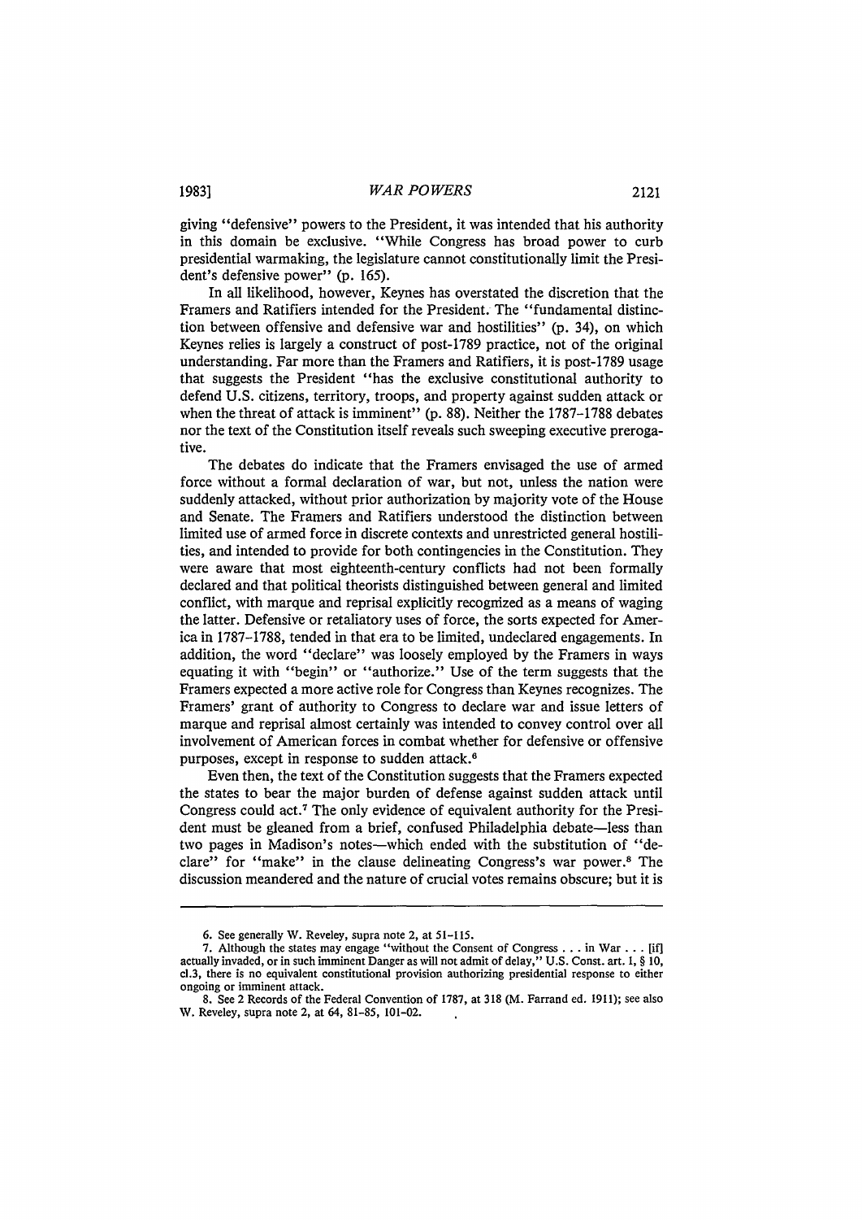giving "defensive" powers to the President, it was intended that his authority in this domain be exclusive. "While Congress has broad power to curb presidential warmaking, the legislature cannot constitutionally limit the President's defensive power" (p. 165).

In all likelihood, however, Keynes has overstated the discretion that the Framers and Ratifiers intended for the President. The "fundamental distinction between offensive and defensive war and hostilities" (p. 34), on which Keynes relies is largely a construct of post-1789 practice, not of the original understanding. Far more than the Framers and Ratifiers, it is post-1789 usage that suggests the President "has the exclusive constitutional authority to defend U.S. citizens, territory, troops, and property against sudden attack or when the threat of attack is imminent" (p. 88). Neither the 1787-1788 debates nor the text of the Constitution itself reveals such sweeping executive prerogative.

The debates do indicate that the Framers envisaged the use of armed force without a formal declaration of war, but not, unless the nation were suddenly attacked, without prior authorization by majority vote of the House and Senate. The Framers and Ratifiers understood the distinction between limited use of armed force in discrete contexts and unrestricted general hostilities, and intended to provide for both contingencies in the Constitution. They were aware that most eighteenth-century conflicts had not been formally declared and that political theorists distinguished between general and limited conflict, with marque and reprisal explicitly recognized as a means of waging the latter. Defensive or retaliatory uses of force, the sorts expected for America in 1787-1788, tended in that era to be limited, undeclared engagements. In addition, the word "declare" was loosely employed by the Framers in ways equating it with "begin" or "authorize." Use of the term suggests that the Framers expected a more active role for Congress than Keynes recognizes. The Framers' grant of authority to Congress to declare war and issue letters of marque and reprisal almost certainly was intended to convey control over all involvement of American forces in combat whether for defensive or offensive purposes, except in response to sudden attack.[6]

Even then, the text of the Constitution suggests that the Framers expected the states to bear the major burden of defense against sudden attack until Congress could act.[7] The only evidence of equivalent authority for the President must be gleaned from a brief, confused Philadelphia debate—less than two pages in Madison's notes—which ended with the substitution of "declare" for "make" in the clause delineating Congress's war power.[8] The discussion meandered and the nature of crucial votes remains obscure; but it is

---

6. See generally W. Reveley, supra note 2, at 51-115.

7. Although the states may engage "without the Consent of Congress . . . in War . . . [if] actually invaded, or in such imminent Danger as will not admit of delay," U.S. Const. art. I, § 10, cl.3, there is no equivalent constitutional provision authorizing presidential response to either ongoing or imminent attack.

8. See 2 Records of the Federal Convention of 1787, at 318 (M. Farrand ed. 1911); see also W. Reveley, supra note 2, at 64, 81-85, 101-02.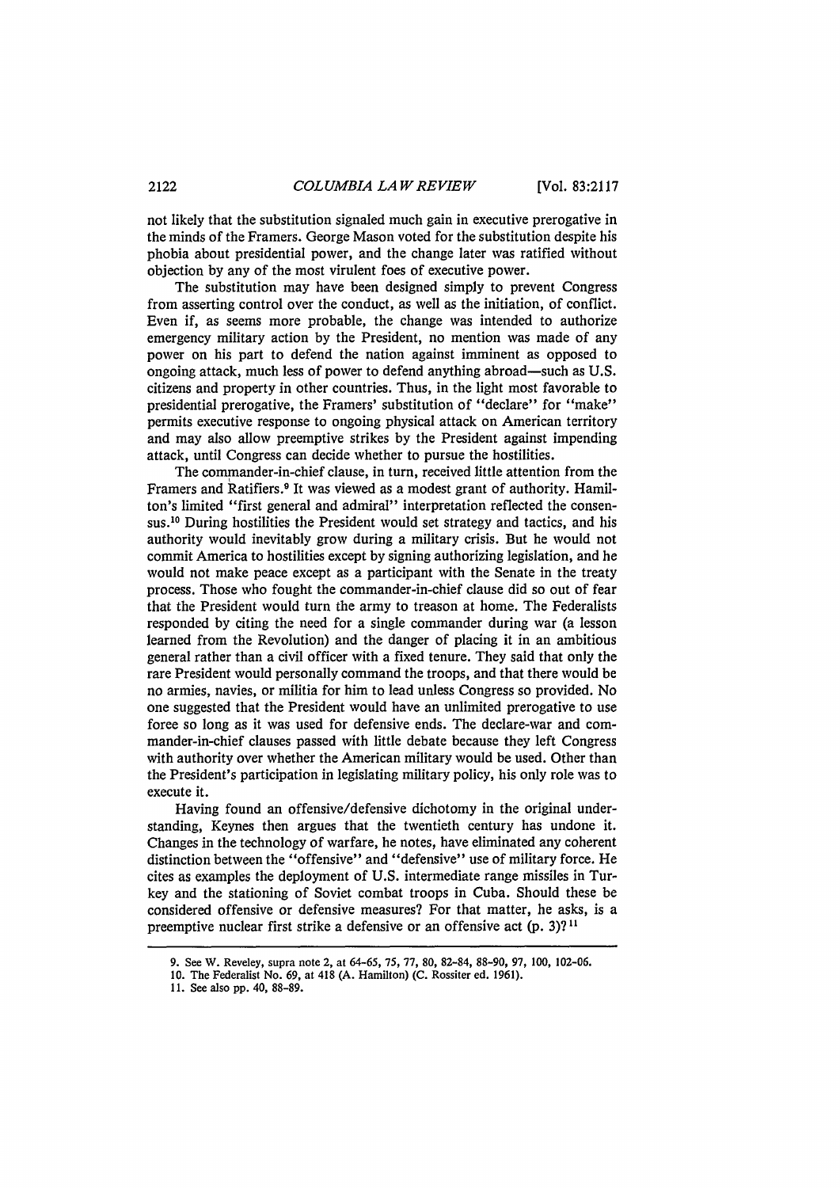not likely that the substitution signaled much gain in executive prerogative in the minds of the Framers. George Mason voted for the substitution despite his phobia about presidential power, and the change later was ratified without objection by any of the most virulent foes of executive power.

The substitution may have been designed simply to prevent Congress from asserting control over the conduct, as well as the initiation, of conflict. Even if, as seems more probable, the change was intended to authorize emergency military action by the President, no mention was made of any power on his part to defend the nation against imminent as opposed to ongoing attack, much less of power to defend anything abroad—such as U.S. citizens and property in other countries. Thus, in the light most favorable to presidential prerogative, the Framers' substitution of "declare" for "make" permits executive response to ongoing physical attack on American territory and may also allow preemptive strikes by the President against impending attack, until Congress can decide whether to pursue the hostilities.

The commander-in-chief clause, in turn, received little attention from the Framers and Ratifiers.[9] It was viewed as a modest grant of authority. Hamilton's limited "first general and admiral" interpretation reflected the consensus.[10] During hostilities the President would set strategy and tactics, and his authority would inevitably grow during a military crisis. But he would not commit America to hostilities except by signing authorizing legislation, and he would not make peace except as a participant with the Senate in the treaty process. Those who fought the commander-in-chief clause did so out of fear that the President would turn the army to treason at home. The Federalists responded by citing the need for a single commander during war (a lesson learned from the Revolution) and the danger of placing it in an ambitious general rather than a civil officer with a fixed tenure. They said that only the rare President would personally command the troops, and that there would be no armies, navies, or militia for him to lead unless Congress so provided. No one suggested that the President would have an unlimited prerogative to use force so long as it was used for defensive ends. The declare-war and commander-in-chief clauses passed with little debate because they left Congress with authority over whether the American military would be used. Other than the President's participation in legislating military policy, his only role was to execute it.

Having found an offensive/defensive dichotomy in the original understanding, Keynes then argues that the twentieth century has undone it. Changes in the technology of warfare, he notes, have eliminated any coherent distinction between the "offensive" and "defensive" use of military force. He cites as examples the deployment of U.S. intermediate range missiles in Turkey and the stationing of Soviet combat troops in Cuba. Should these be considered offensive or defensive measures? For that matter, he asks, is a preemptive nuclear first strike a defensive or an offensive act (p. 3)?[11]

---

9. See W. Reveley, supra note 2, at 64-65, 75, 77, 80, 82-84, 88-90, 97, 100, 102-06.

10. The Federalist No. 69, at 418 (A. Hamilton) (C. Rossiter ed. 1961).

11. See also pp. 40, 88-89.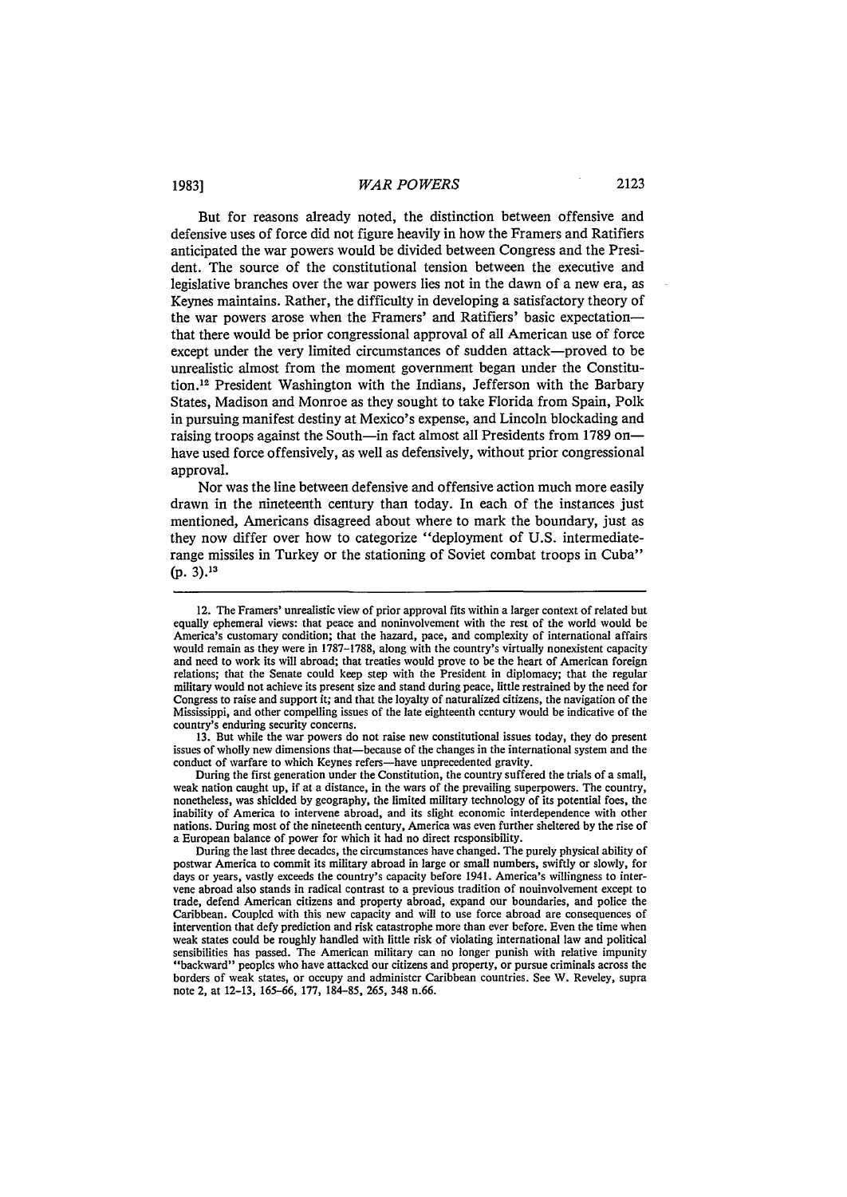But for reasons already noted, the distinction between offensive and defensive uses of force did not figure heavily in how the Framers and Ratifiers anticipated the war powers would be divided between Congress and the President. The source of the constitutional tension between the executive and legislative branches over the war powers lies not in the dawn of a new era, as Keynes maintains. Rather, the difficulty in developing a satisfactory theory of the war powers arose when the Framers' and Ratifiers' basic expectation—that there would be prior congressional approval of all American use of force except under the very limited circumstances of sudden attack—proved to be unrealistic almost from the moment government began under the Constitution.[12] President Washington with the Indians, Jefferson with the Barbary States, Madison and Monroe as they sought to take Florida from Spain, Polk in pursuing manifest destiny at Mexico's expense, and Lincoln blockading and raising troops against the South—in fact almost all Presidents from 1789 on—have used force offensively, as well as defensively, without prior congressional approval.

Nor was the line between defensive and offensive action much more easily drawn in the nineteenth century than today. In each of the instances just mentioned, Americans disagreed about where to mark the boundary, just as they now differ over how to categorize "deployment of U.S. intermediate-range missiles in Turkey or the stationing of Soviet combat troops in Cuba" (p. 3).[13]

---

12. The Framers' unrealistic view of prior approval fits within a larger context of related but equally ephemeral views: that peace and noninvolvement with the rest of the world would be America's customary condition; that the hazard, pace, and complexity of international affairs would remain as they were in 1787-1788, along with the country's virtually nonexistent capacity and need to work its will abroad; that treaties would prove to be the heart of American foreign relations; that the Senate could keep step with the President in diplomacy; that the regular military would not achieve its present size and stand during peace, little restrained by the need for Congress to raise and support it; and that the loyalty of naturalized citizens, the navigation of the Mississippi, and other compelling issues of the late eighteenth century would be indicative of the country's enduring security concerns.

13. But while the war powers do not raise new constitutional issues today, they do present issues of wholly new dimensions that—because of the changes in the international system and the conduct of warfare to which Keynes refers—have unprecedented gravity.

During the first generation under the Constitution, the country suffered the trials of a small, weak nation caught up, if at a distance, in the wars of the prevailing superpowers. The country, nonetheless, was shielded by geography, the limited military technology of its potential foes, the inability of America to intervene abroad, and its slight economic interdependence with other nations. During most of the nineteenth century, America was even further sheltered by the rise of a European balance of power for which it had no direct responsibility.

During the last three decades, the circumstances have changed. The purely physical ability of postwar America to commit its military abroad in large or small numbers, swiftly or slowly, for days or years, vastly exceeds the country's capacity before 1941. America's willingness to intervene abroad also stands in radical contrast to a previous tradition of noninvolvement except to trade, defend American citizens and property abroad, expand our boundaries, and police the Caribbean. Coupled with this new capacity and will to use force abroad are consequences of intervention that defy prediction and risk catastrophe more than ever before. Even the time when weak states could be roughly handled with little risk of violating international law and political sensibilities has passed. The American military can no longer punish with relative impunity "backward" peoples who have attacked our citizens and property, or pursue criminals across the borders of weak states, or occupy and administer Caribbean countries. See W. Reveley, supra note 2, at 12-13, 165-66, 177, 184-85, 265, 348 n.66.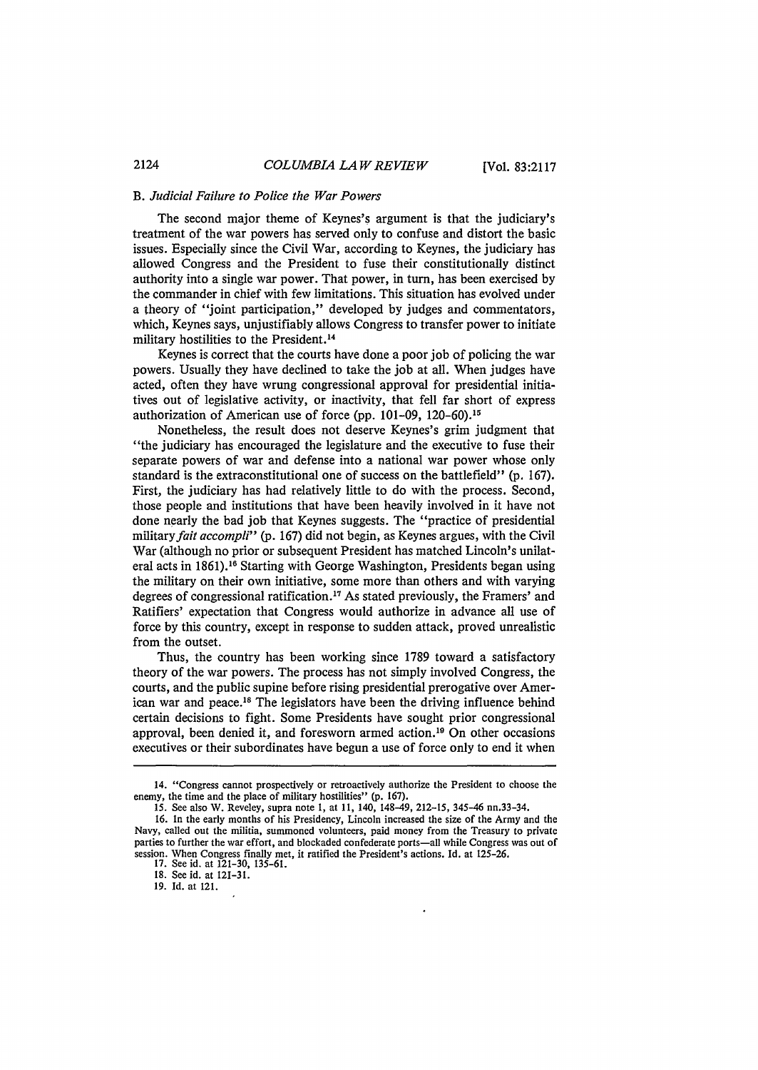### B. *Judicial Failure to Police the War Powers*

The second major theme of Keynes's argument is that the judiciary's treatment of the war powers has served only to confuse and distort the basic issues. Especially since the Civil War, according to Keynes, the judiciary has allowed Congress and the President to fuse their constitutionally distinct authority into a single war power. That power, in turn, has been exercised by the commander in chief with few limitations. This situation has evolved under a theory of "joint participation," developed by judges and commentators, which, Keynes says, unjustifiably allows Congress to transfer power to initiate military hostilities to the President.[14]

Keynes is correct that the courts have done a poor job of policing the war powers. Usually they have declined to take the job at all. When judges have acted, often they have wrung congressional approval for presidential initiatives out of legislative activity, or inactivity, that fell far short of express authorization of American use of force (pp. 101-09, 120-60).[15]

Nonetheless, the result does not deserve Keynes's grim judgment that "the judiciary has encouraged the legislature and the executive to fuse their separate powers of war and defense into a national war power whose only standard is the extraconstitutional one of success on the battlefield" (p. 167). First, the judiciary has had relatively little to do with the process. Second, those people and institutions that have been heavily involved in it have not done nearly the bad job that Keynes suggests. The "practice of presidential military *fait accompli*" (p. 167) did not begin, as Keynes argues, with the Civil War (although no prior or subsequent President has matched Lincoln's unilateral acts in 1861).[16] Starting with George Washington, Presidents began using the military on their own initiative, some more than others and with varying degrees of congressional ratification.[17] As stated previously, the Framers' and Ratifiers' expectation that Congress would authorize in advance all use of force by this country, except in response to sudden attack, proved unrealistic from the outset.

Thus, the country has been working since 1789 toward a satisfactory theory of the war powers. The process has not simply involved Congress, the courts, and the public supine before rising presidential prerogative over American war and peace.[18] The legislators have been the driving influence behind certain decisions to fight. Some Presidents have sought prior congressional approval, been denied it, and foresworn armed action.[19] On other occasions executives or their subordinates have begun a use of force only to end it when

---

14. "Congress cannot prospectively or retroactively authorize the President to choose the enemy, the time and the place of military hostilities" (p. 167).

15. See also W. Reveley, supra note 1, at 11, 140, 148-49, 212-15, 345-46 nn.33-34.

16. In the early months of his Presidency, Lincoln increased the size of the Army and the Navy, called out the militia, summoned volunteers, paid money from the Treasury to private parties to further the war effort, and blockaded confederate ports—all while Congress was out of session. When Congress finally met, it ratified the President's actions. Id. at 125-26.

17. See id. at 121-30, 135-61.

18. See id. at 121-31.

19. Id. at 121.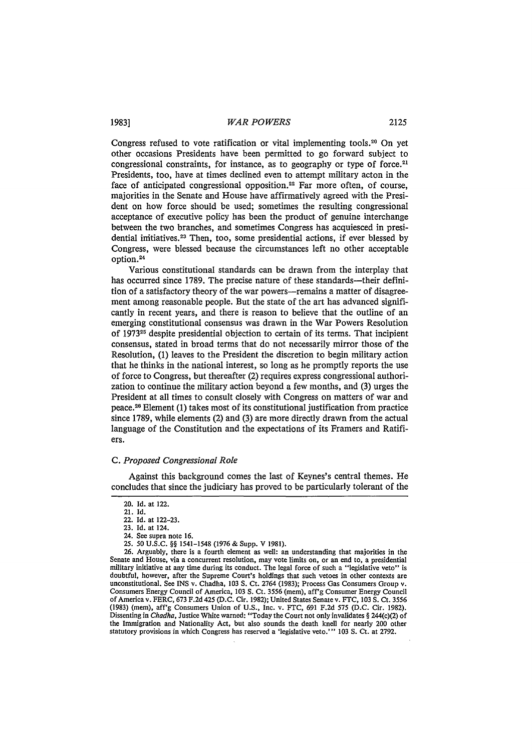Congress refused to vote ratification or vital implementing tools.[20] On yet other occasions Presidents have been permitted to go forward subject to congressional constraints, for instance, as to geography or type of force.[21] Presidents, too, have at times declined even to attempt military acton in the face of anticipated congressional opposition.[22] Far more often, of course, majorities in the Senate and House have affirmatively agreed with the President on how force should be used; sometimes the resulting congressional acceptance of executive policy has been the product of genuine interchange between the two branches, and sometimes Congress has acquiesced in presidential initiatives.[23] Then, too, some presidential actions, if ever blessed by Congress, were blessed because the circumstances left no other acceptable option.[24]

Various constitutional standards can be drawn from the interplay that has occurred since 1789. The precise nature of these standards—their definition of a satisfactory theory of the war powers—remains a matter of disagreement among reasonable people. But the state of the art has advanced significantly in recent years, and there is reason to believe that the outline of an emerging constitutional consensus was drawn in the War Powers Resolution of 1973[25] despite presidential objection to certain of its terms. That incipient consensus, stated in broad terms that do not necessarily mirror those of the Resolution, (1) leaves to the President the discretion to begin military action that he thinks in the national interest, so long as he promptly reports the use of force to Congress, but thereafter (2) requires express congressional authorization to continue the military action beyond a few months, and (3) urges the President at all times to consult closely with Congress on matters of war and peace.[26] Element (1) takes most of its constitutional justification from practice since 1789, while elements (2) and (3) are more directly drawn from the actual language of the Constitution and the expectations of its Framers and Ratifiers.

### C. *Proposed Congressional Role*

Against this background comes the last of Keynes's central themes. He concludes that since the judiciary has proved to be particularly tolerant of the

---

20. Id. at 122.

21. Id.

22. Id. at 122–23.

23. Id. at 124.

24. See supra note 16.

25. 50 U.S.C. §§ 1541–1548 (1976 & Supp. V 1981).

26. Arguably, there is a fourth element as well: an understanding that majorities in the Senate and House, via a concurrent resolution, may vote limits on, or an end to, a presidential military initiative at any time during its conduct. The legal force of such a "legislative veto" is doubtful, however, after the Supreme Court's holdings that such vetoes in other contexts are unconstitutional. See INS v. Chadha, 103 S. Ct. 2764 (1983); Process Gas Consumers Group v. Consumers Energy Council of America, 103 S. Ct. 3556 (mem), aff'g Consumer Energy Council of America v. FERC, 673 F.2d 425 (D.C. Cir. 1982); United States Senate v. FTC, 103 S. Ct. 3556 (1983) (mem), aff'g Consumers Union of U.S., Inc. v. FTC, 691 F.2d 575 (D.C. Cir. 1982). Dissenting in *Chadha*, Justice White warned: "Today the Court not only invalidates § 244(c)(2) of the Immigration and Nationality Act, but also sounds the death knell for nearly 200 other statutory provisions in which Congress has reserved a 'legislative veto.'" 103 S. Ct. at 2792.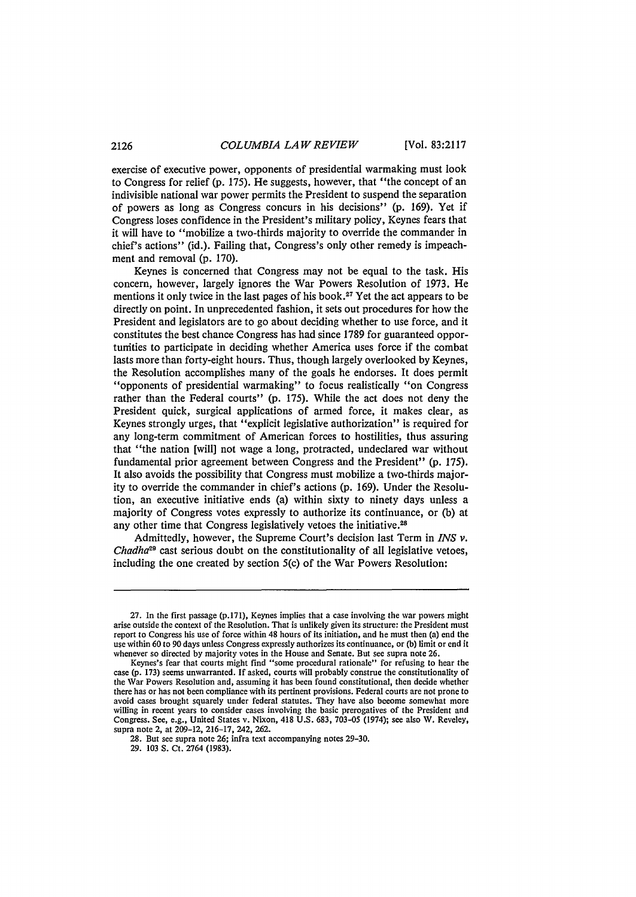exercise of executive power, opponents of presidential warmaking must look to Congress for relief (p. 175). He suggests, however, that "the concept of an indivisible national war power permits the President to suspend the separation of powers as long as Congress concurs in his decisions" (p. 169). Yet if Congress loses confidence in the President's military policy, Keynes fears that it will have to "mobilize a two-thirds majority to override the commander in chief's actions" (id.). Failing that, Congress's only other remedy is impeachment and removal (p. 170).

Keynes is concerned that Congress may not be equal to the task. His concern, however, largely ignores the War Powers Resolution of 1973. He mentions it only twice in the last pages of his book.[27] Yet the act appears to be directly on point. In unprecedented fashion, it sets out procedures for how the President and legislators are to go about deciding whether to use force, and it constitutes the best chance Congress has had since 1789 for guaranteed opportunities to participate in deciding whether America uses force if the combat lasts more than forty-eight hours. Thus, though largely overlooked by Keynes, the Resolution accomplishes many of the goals he endorses. It does permit "opponents of presidential warmaking" to focus realistically "on Congress rather than the Federal courts" (p. 175). While the act does not deny the President quick, surgical applications of armed force, it makes clear, as Keynes strongly urges, that "explicit legislative authorization" is required for any long-term commitment of American forces to hostilities, thus assuring that "the nation [will] not wage a long, protracted, undeclared war without fundamental prior agreement between Congress and the President" (p. 175). It also avoids the possibility that Congress must mobilize a two-thirds majority to override the commander in chief's actions (p. 169). Under the Resolution, an executive initiative ends (a) within sixty to ninety days unless a majority of Congress votes expressly to authorize its continuance, or (b) at any other time that Congress legislatively vetoes the initiative.[28]

Admittedly, however, the Supreme Court's decision last Term in *INS v. Chadha*[29] cast serious doubt on the constitutionality of all legislative vetoes, including the one created by section 5(c) of the War Powers Resolution:

---

27. In the first passage (p.171), Keynes implies that a case involving the war powers might arise outside the context of the Resolution. That is unlikely given its structure: the President must report to Congress his use of force within 48 hours of its initiation, and he must then (a) end the use within 60 to 90 days unless Congress expressly authorizes its continuance, or (b) limit or end it whenever so directed by majority votes in the House and Senate. But see supra note 26.

Keynes's fear that courts might find "some procedural rationale" for refusing to hear the case (p. 173) seems unwarranted. If asked, courts will probably construe the constitutionality of the War Powers Resolution and, assuming it has been found constitutional, then decide whether there has or has not been compliance with its pertinent provisions. Federal courts are not prone to avoid cases brought squarely under federal statutes. They have also become somewhat more willing in recent years to consider cases involving the basic prerogatives of the President and Congress. See, e.g., United States v. Nixon, 418 U.S. 683, 703-05 (1974); see also W. Reveley, supra note 2, at 209-12, 216-17, 242, 262.

28. But see supra note 26; infra text accompanying notes 29-30.

29. 103 S. Ct. 2764 (1983).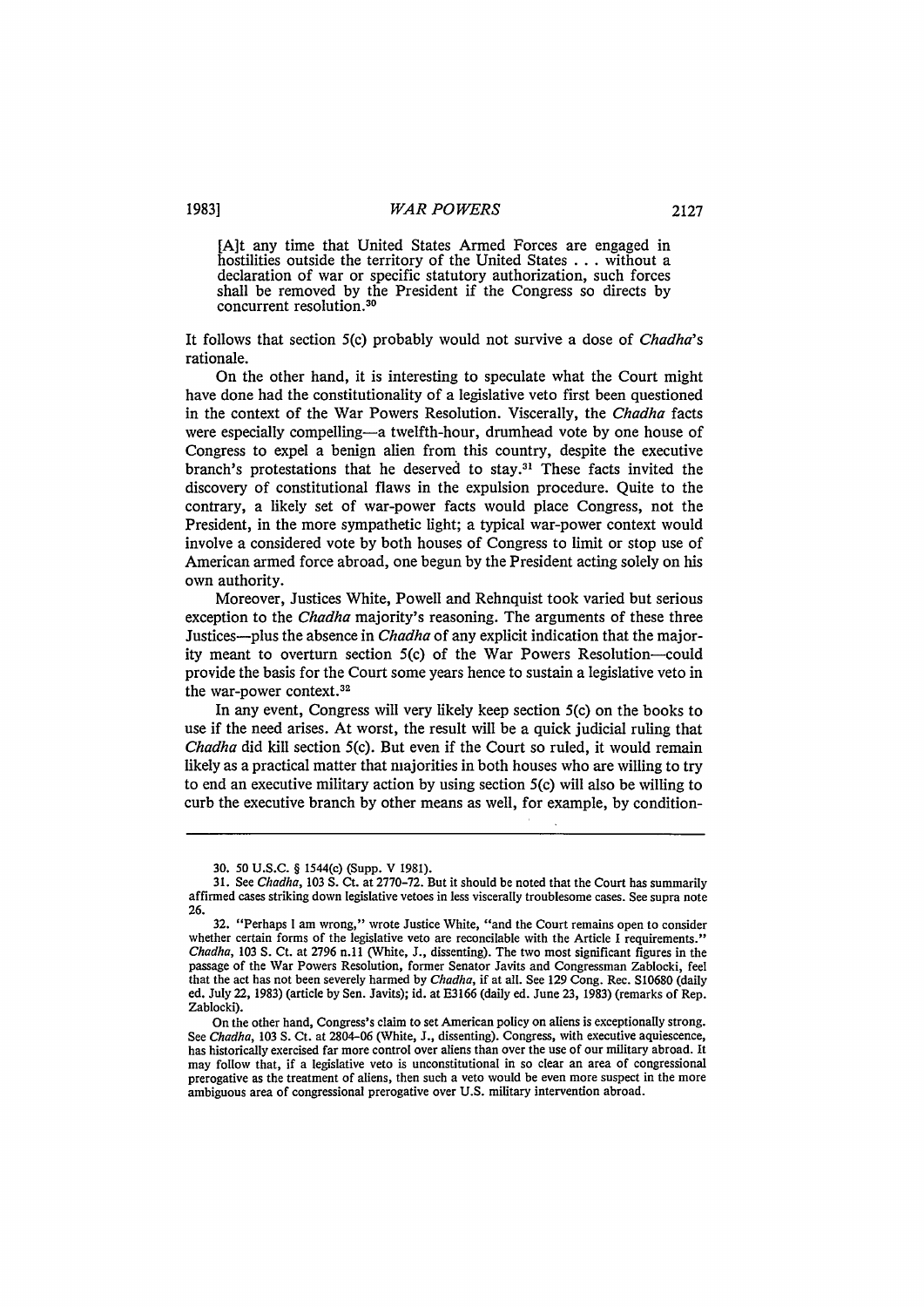> [A]t any time that United States Armed Forces are engaged in hostilities outside the territory of the United States . . . without a declaration of war or specific statutory authorization, such forces shall be removed by the President if the Congress so directs by concurrent resolution.[30]

It follows that section 5(c) probably would not survive a dose of *Chadha*'s rationale.

On the other hand, it is interesting to speculate what the Court might have done had the constitutionality of a legislative veto first been questioned in the context of the War Powers Resolution. Viscerally, the *Chadha* facts were especially compelling—a twelfth-hour, drumhead vote by one house of Congress to expel a benign alien from this country, despite the executive branch's protestations that he deserved to stay.[31] These facts invited the discovery of constitutional flaws in the expulsion procedure. Quite to the contrary, a likely set of war-power facts would place Congress, not the President, in the more sympathetic light; a typical war-power context would involve a considered vote by both houses of Congress to limit or stop use of American armed force abroad, one begun by the President acting solely on his own authority.

Moreover, Justices White, Powell and Rehnquist took varied but serious exception to the *Chadha* majority's reasoning. The arguments of these three Justices—plus the absence in *Chadha* of any explicit indication that the majority meant to overturn section 5(c) of the War Powers Resolution—could provide the basis for the Court some years hence to sustain a legislative veto in the war-power context.[32]

In any event, Congress will very likely keep section 5(c) on the books to use if the need arises. At worst, the result will be a quick judicial ruling that *Chadha* did kill section 5(c). But even if the Court so ruled, it would remain likely as a practical matter that majorities in both houses who are willing to try to end an executive military action by using section 5(c) will also be willing to curb the executive branch by other means as well, for example, by condition-

---

30. 50 U.S.C. § 1544(c) (Supp. V 1981).

31. See *Chadha*, 103 S. Ct. at 2770-72. But it should be noted that the Court has summarily affirmed cases striking down legislative vetoes in less viscerally troublesome cases. See supra note 26.

32. "Perhaps I am wrong," wrote Justice White, "and the Court remains open to consider whether certain forms of the legislative veto are reconcilable with the Article I requirements." *Chadha*, 103 S. Ct. at 2796 n.11 (White, J., dissenting). The two most significant figures in the passage of the War Powers Resolution, former Senator Javits and Congressman Zablocki, feel that the act has not been severely harmed by *Chadha*, if at all. See 129 Cong. Rec. S10680 (daily ed. July 22, 1983) (article by Sen. Javits); id. at E3166 (daily ed. June 23, 1983) (remarks of Rep. Zablocki).

On the other hand, Congress's claim to set American policy on aliens is exceptionally strong. See *Chadha*, 103 S. Ct. at 2804-06 (White, J., dissenting). Congress, with executive aquiescence, has historically exercised far more control over aliens than over the use of our military abroad. It may follow that, if a legislative veto is unconstitutional in so clear an area of congressional prerogative as the treatment of aliens, then such a veto would be even more suspect in the more ambiguous area of congressional prerogative over U.S. military intervention abroad.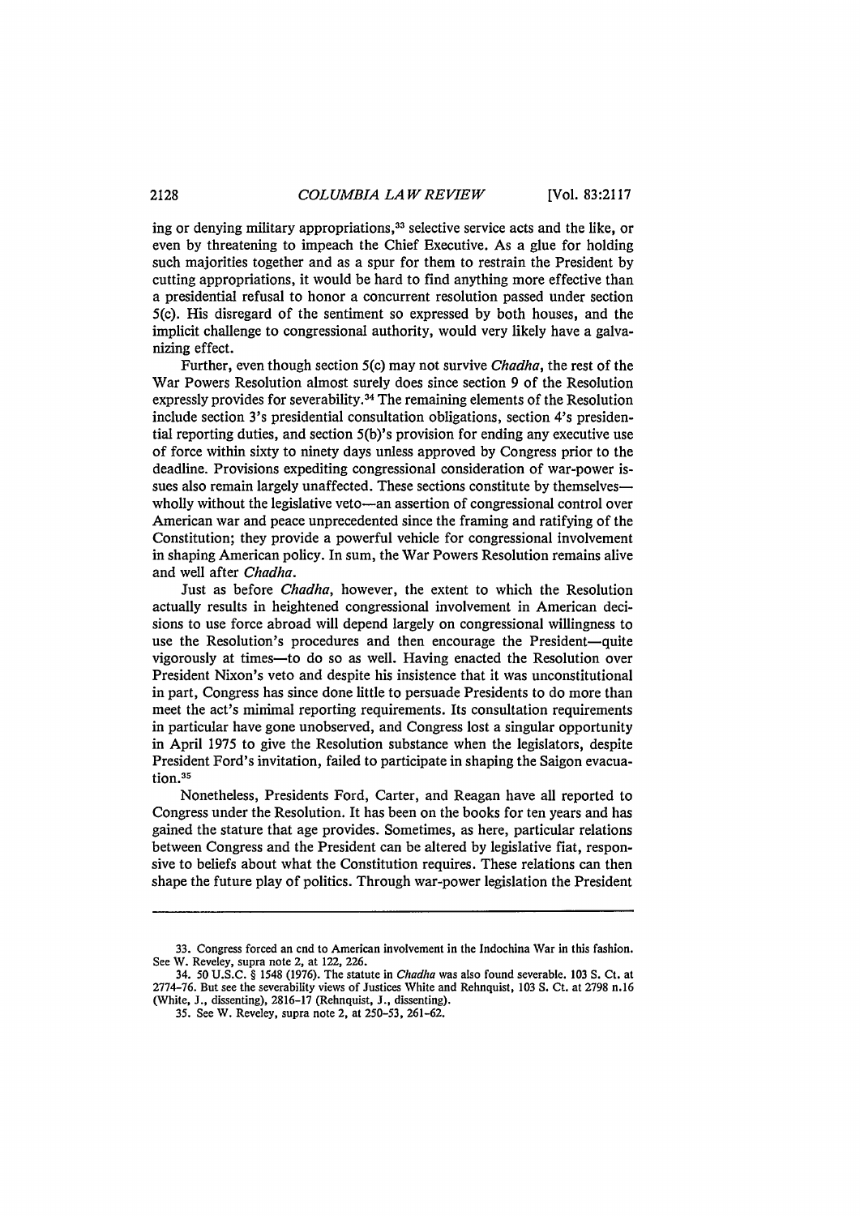ing or denying military appropriations,[33] selective service acts and the like, or even by threatening to impeach the Chief Executive. As a glue for holding such majorities together and as a spur for them to restrain the President by cutting appropriations, it would be hard to find anything more effective than a presidential refusal to honor a concurrent resolution passed under section 5(c). His disregard of the sentiment so expressed by both houses, and the implicit challenge to congressional authority, would very likely have a galvanizing effect.

Further, even though section 5(c) may not survive *Chadha*, the rest of the War Powers Resolution almost surely does since section 9 of the Resolution expressly provides for severability.[34] The remaining elements of the Resolution include section 3's presidential consultation obligations, section 4's presidential reporting duties, and section 5(b)'s provision for ending any executive use of force within sixty to ninety days unless approved by Congress prior to the deadline. Provisions expediting congressional consideration of war-power issues also remain largely unaffected. These sections constitute by themselves—wholly without the legislative veto—an assertion of congressional control over American war and peace unprecedented since the framing and ratifying of the Constitution; they provide a powerful vehicle for congressional involvement in shaping American policy. In sum, the War Powers Resolution remains alive and well after *Chadha*.

Just as before *Chadha*, however, the extent to which the Resolution actually results in heightened congressional involvement in American decisions to use force abroad will depend largely on congressional willingness to use the Resolution's procedures and then encourage the President—quite vigorously at times—to do so as well. Having enacted the Resolution over President Nixon's veto and despite his insistence that it was unconstitutional in part, Congress has since done little to persuade Presidents to do more than meet the act's minimal reporting requirements. Its consultation requirements in particular have gone unobserved, and Congress lost a singular opportunity in April 1975 to give the Resolution substance when the legislators, despite President Ford's invitation, failed to participate in shaping the Saigon evacuation.[35]

Nonetheless, Presidents Ford, Carter, and Reagan have all reported to Congress under the Resolution. It has been on the books for ten years and has gained the stature that age provides. Sometimes, as here, particular relations between Congress and the President can be altered by legislative fiat, responsive to beliefs about what the Constitution requires. These relations can then shape the future play of politics. Through war-power legislation the President

---

33. Congress forced an end to American involvement in the Indochina War in this fashion. See W. Reveley, supra note 2, at 122, 226.

34. 50 U.S.C. § 1548 (1976). The statute in *Chadha* was also found severable. 103 S. Ct. at 2774–76. But see the severability views of Justices White and Rehnquist, 103 S. Ct. at 2798 n.16 (White, J., dissenting), 2816–17 (Rehnquist, J., dissenting).

35. See W. Reveley, supra note 2, at 250–53, 261–62.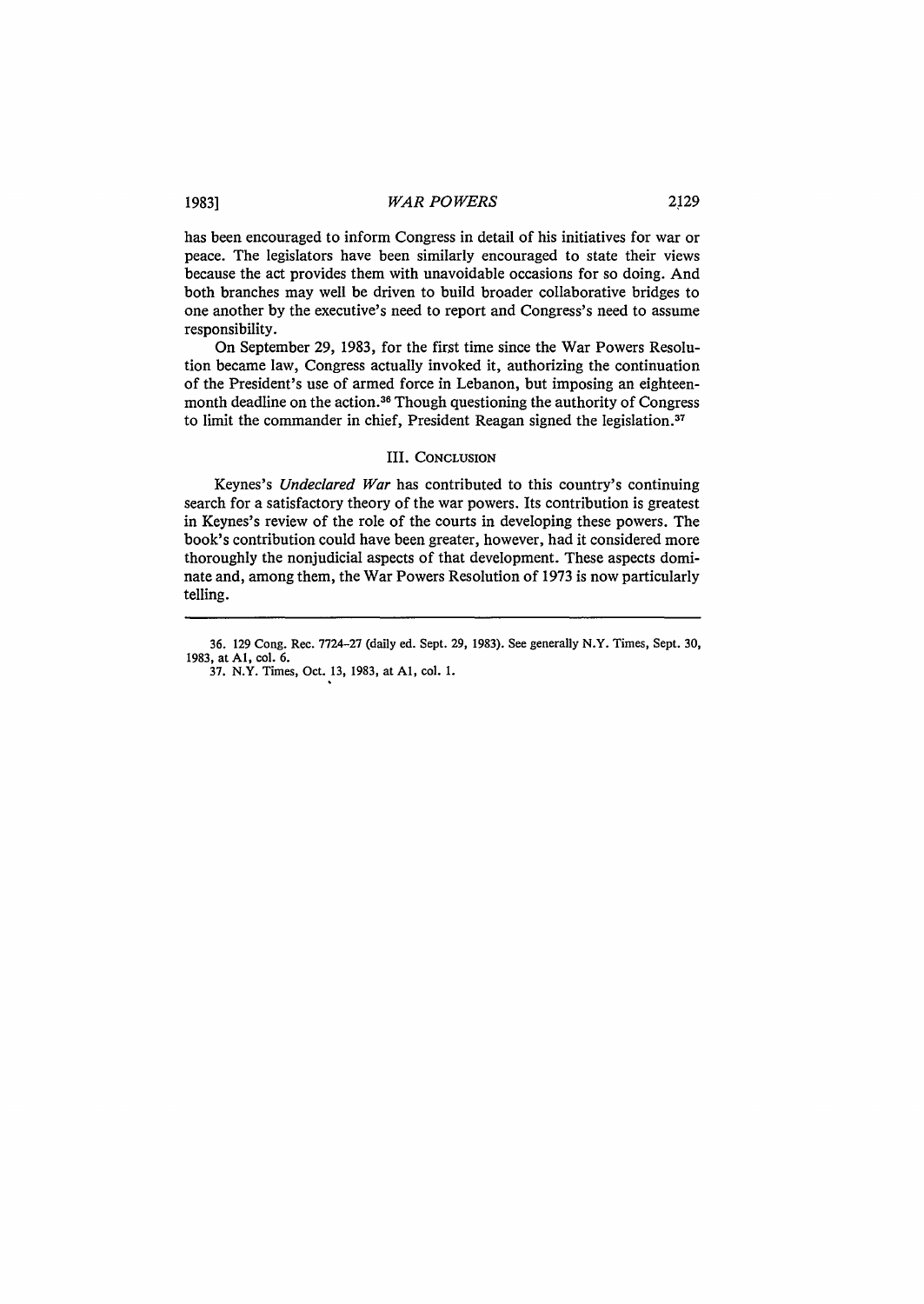has been encouraged to inform Congress in detail of his initiatives for war or peace. The legislators have been similarly encouraged to state their views because the act provides them with unavoidable occasions for so doing. And both branches may well be driven to build broader collaborative bridges to one another by the executive's need to report and Congress's need to assume responsibility.

On September 29, 1983, for the first time since the War Powers Resolution became law, Congress actually invoked it, authorizing the continuation of the President's use of armed force in Lebanon, but imposing an eighteen-month deadline on the action.[36] Though questioning the authority of Congress to limit the commander in chief, President Reagan signed the legislation.[37]

## III. Conclusion

Keynes's *Undeclared War* has contributed to this country's continuing search for a satisfactory theory of the war powers. Its contribution is greatest in Keynes's review of the role of the courts in developing these powers. The book's contribution could have been greater, however, had it considered more thoroughly the nonjudicial aspects of that development. These aspects dominate and, among them, the War Powers Resolution of 1973 is now particularly telling.

---

36. 129 Cong. Rec. 7724-27 (daily ed. Sept. 29, 1983). See generally N.Y. Times, Sept. 30, 1983, at A1, col. 6.

37. N.Y. Times, Oct. 13, 1983, at A1, col. 1.